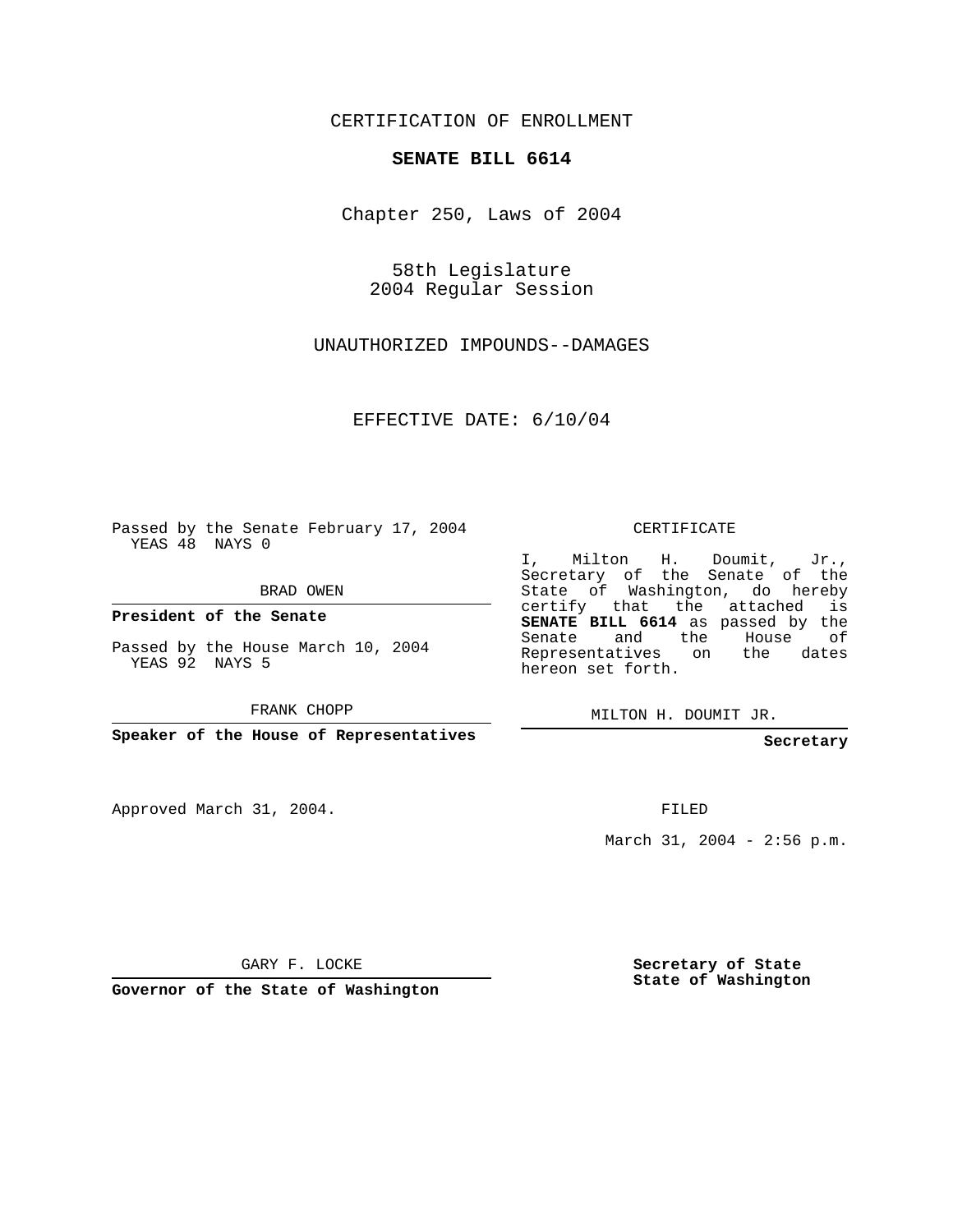CERTIFICATION OF ENROLLMENT

**SENATE BILL 6614**

Chapter 250, Laws of 2004

58th Legislature
2004 Regular Session

UNAUTHORIZED IMPOUNDS--DAMAGES

EFFECTIVE DATE: 6/10/04

Passed by the Senate February 17, 2004
YEAS 48 NAYS 0

BRAD OWEN

**President of the Senate**

Passed by the House March 10, 2004
YEAS 92 NAYS 5

FRANK CHOPP

**Speaker of the House of Representatives**

Approved March 31, 2004.

GARY F. LOCKE

**Governor of the State of Washington**

CERTIFICATE

I, Milton H. Doumit, Jr., Secretary of the Senate of the State of Washington, do hereby certify that the attached is **SENATE BILL 6614** as passed by the Senate and the House of Representatives on the dates hereon set forth.

MILTON H. DOUMIT JR.

**Secretary**

FILED

March 31, 2004 - 2:56 p.m.

**Secretary of State**
**State of Washington**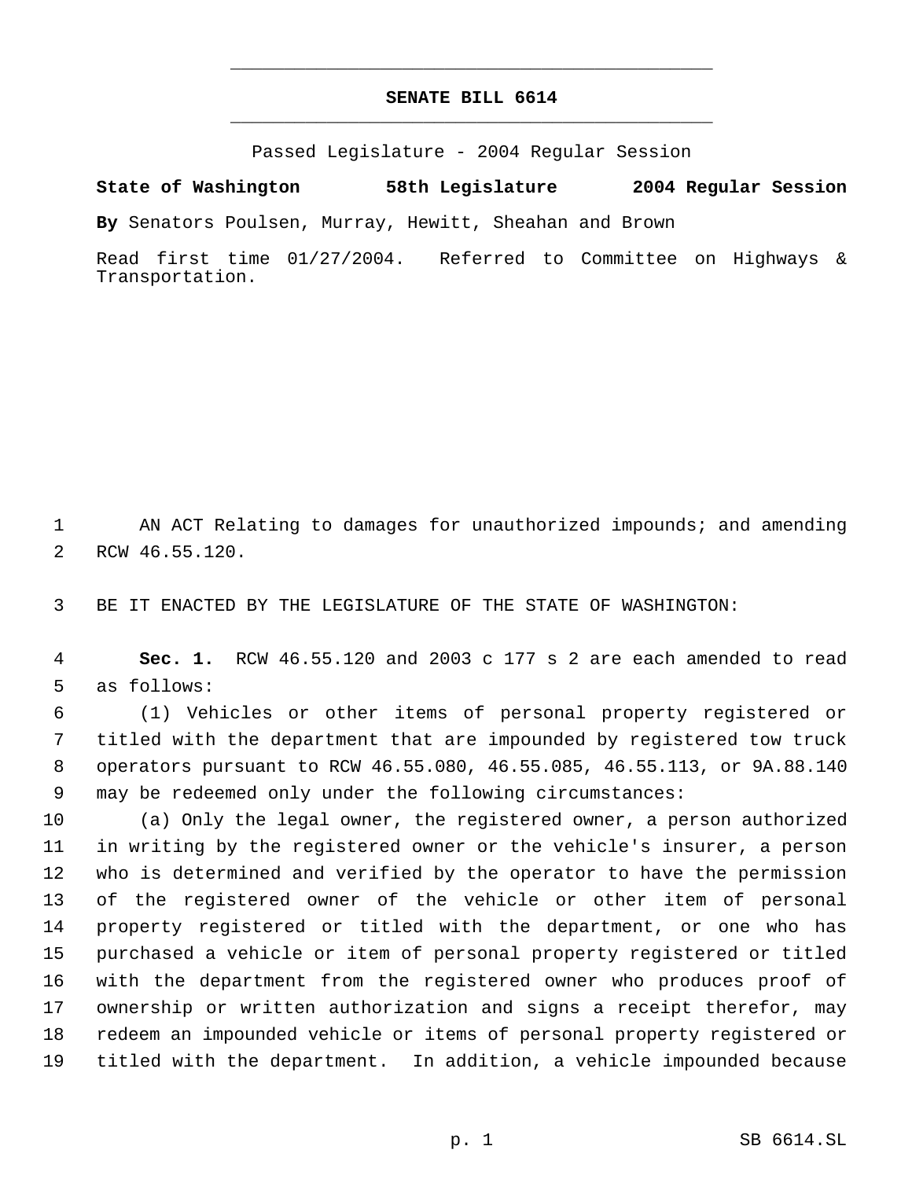# SENATE BILL 6614

Passed Legislature - 2004 Regular Session

**State of Washington 58th Legislature 2004 Regular Session**

**By** Senators Poulsen, Murray, Hewitt, Sheahan and Brown

Read first time 01/27/2004. Referred to Committee on Highways & Transportation.

AN ACT Relating to damages for unauthorized impounds; and amending RCW 46.55.120.

BE IT ENACTED BY THE LEGISLATURE OF THE STATE OF WASHINGTON:

**Sec. 1.** RCW 46.55.120 and 2003 c 177 s 2 are each amended to read as follows:

(1) Vehicles or other items of personal property registered or titled with the department that are impounded by registered tow truck operators pursuant to RCW 46.55.080, 46.55.085, 46.55.113, or 9A.88.140 may be redeemed only under the following circumstances:

(a) Only the legal owner, the registered owner, a person authorized in writing by the registered owner or the vehicle's insurer, a person who is determined and verified by the operator to have the permission of the registered owner of the vehicle or other item of personal property registered or titled with the department, or one who has purchased a vehicle or item of personal property registered or titled with the department from the registered owner who produces proof of ownership or written authorization and signs a receipt therefor, may redeem an impounded vehicle or items of personal property registered or titled with the department. In addition, a vehicle impounded because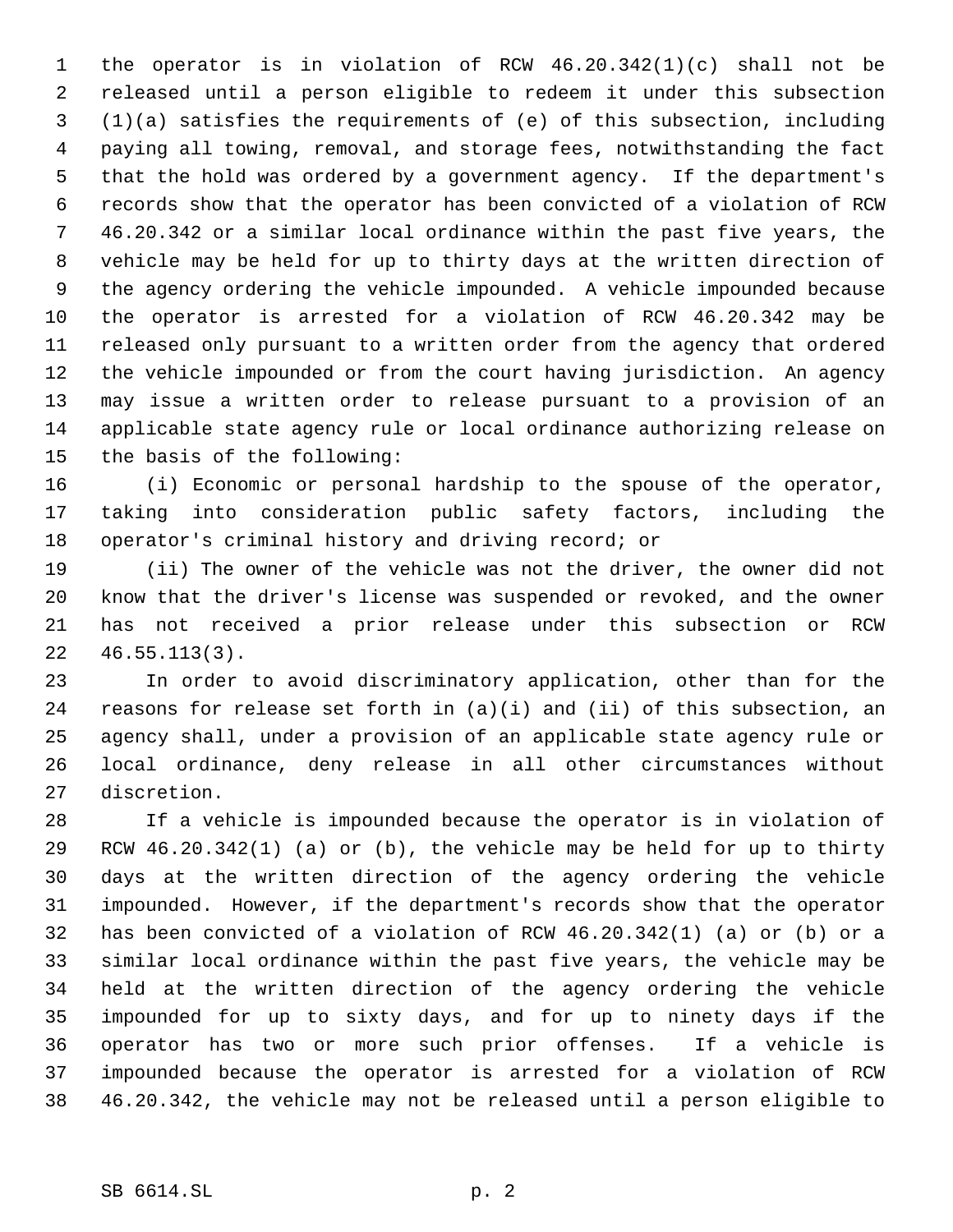the operator is in violation of RCW 46.20.342(1)(c) shall not be released until a person eligible to redeem it under this subsection (1)(a) satisfies the requirements of (e) of this subsection, including paying all towing, removal, and storage fees, notwithstanding the fact that the hold was ordered by a government agency. If the department's records show that the operator has been convicted of a violation of RCW 46.20.342 or a similar local ordinance within the past five years, the vehicle may be held for up to thirty days at the written direction of the agency ordering the vehicle impounded. A vehicle impounded because the operator is arrested for a violation of RCW 46.20.342 may be released only pursuant to a written order from the agency that ordered the vehicle impounded or from the court having jurisdiction. An agency may issue a written order to release pursuant to a provision of an applicable state agency rule or local ordinance authorizing release on the basis of the following:

(i) Economic or personal hardship to the spouse of the operator, taking into consideration public safety factors, including the operator's criminal history and driving record; or

(ii) The owner of the vehicle was not the driver, the owner did not know that the driver's license was suspended or revoked, and the owner has not received a prior release under this subsection or RCW 46.55.113(3).

In order to avoid discriminatory application, other than for the reasons for release set forth in (a)(i) and (ii) of this subsection, an agency shall, under a provision of an applicable state agency rule or local ordinance, deny release in all other circumstances without discretion.

If a vehicle is impounded because the operator is in violation of RCW 46.20.342(1) (a) or (b), the vehicle may be held for up to thirty days at the written direction of the agency ordering the vehicle impounded. However, if the department's records show that the operator has been convicted of a violation of RCW 46.20.342(1) (a) or (b) or a similar local ordinance within the past five years, the vehicle may be held at the written direction of the agency ordering the vehicle impounded for up to sixty days, and for up to ninety days if the operator has two or more such prior offenses. If a vehicle is impounded because the operator is arrested for a violation of RCW 46.20.342, the vehicle may not be released until a person eligible to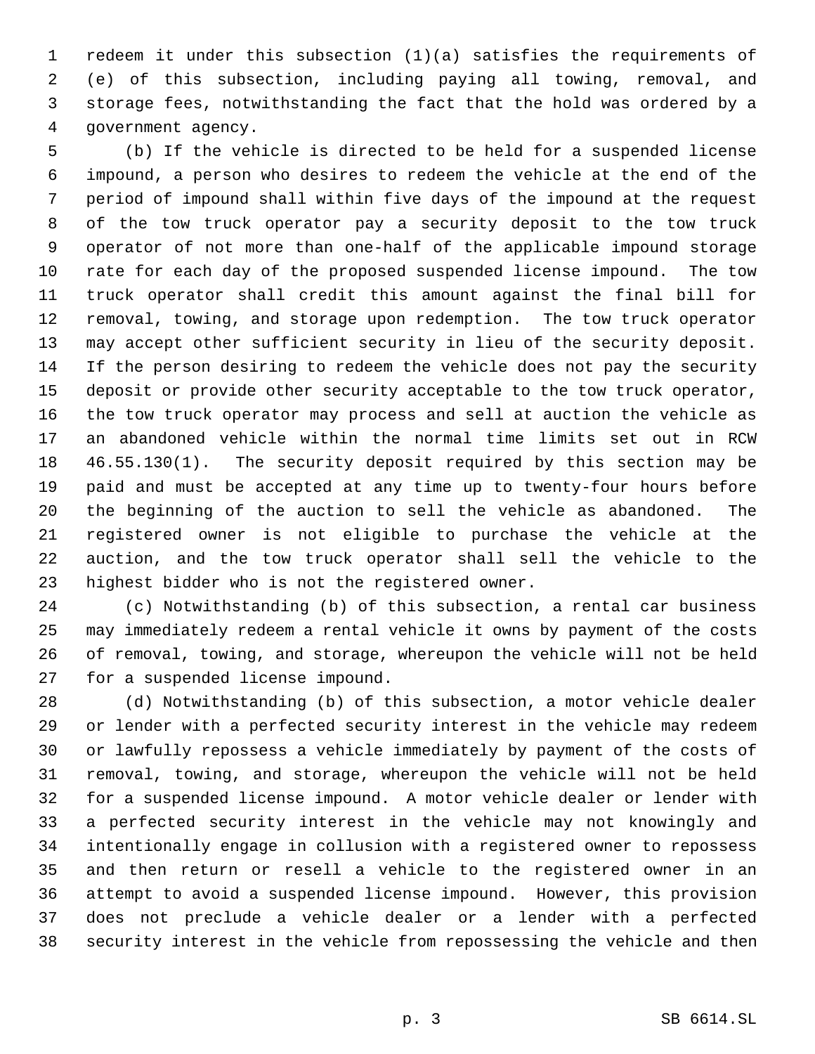redeem it under this subsection (1)(a) satisfies the requirements of (e) of this subsection, including paying all towing, removal, and storage fees, notwithstanding the fact that the hold was ordered by a government agency.

(b) If the vehicle is directed to be held for a suspended license impound, a person who desires to redeem the vehicle at the end of the period of impound shall within five days of the impound at the request of the tow truck operator pay a security deposit to the tow truck operator of not more than one-half of the applicable impound storage rate for each day of the proposed suspended license impound. The tow truck operator shall credit this amount against the final bill for removal, towing, and storage upon redemption. The tow truck operator may accept other sufficient security in lieu of the security deposit. If the person desiring to redeem the vehicle does not pay the security deposit or provide other security acceptable to the tow truck operator, the tow truck operator may process and sell at auction the vehicle as an abandoned vehicle within the normal time limits set out in RCW 46.55.130(1). The security deposit required by this section may be paid and must be accepted at any time up to twenty-four hours before the beginning of the auction to sell the vehicle as abandoned. The registered owner is not eligible to purchase the vehicle at the auction, and the tow truck operator shall sell the vehicle to the highest bidder who is not the registered owner.

(c) Notwithstanding (b) of this subsection, a rental car business may immediately redeem a rental vehicle it owns by payment of the costs of removal, towing, and storage, whereupon the vehicle will not be held for a suspended license impound.

(d) Notwithstanding (b) of this subsection, a motor vehicle dealer or lender with a perfected security interest in the vehicle may redeem or lawfully repossess a vehicle immediately by payment of the costs of removal, towing, and storage, whereupon the vehicle will not be held for a suspended license impound. A motor vehicle dealer or lender with a perfected security interest in the vehicle may not knowingly and intentionally engage in collusion with a registered owner to repossess and then return or resell a vehicle to the registered owner in an attempt to avoid a suspended license impound. However, this provision does not preclude a vehicle dealer or a lender with a perfected security interest in the vehicle from repossessing the vehicle and then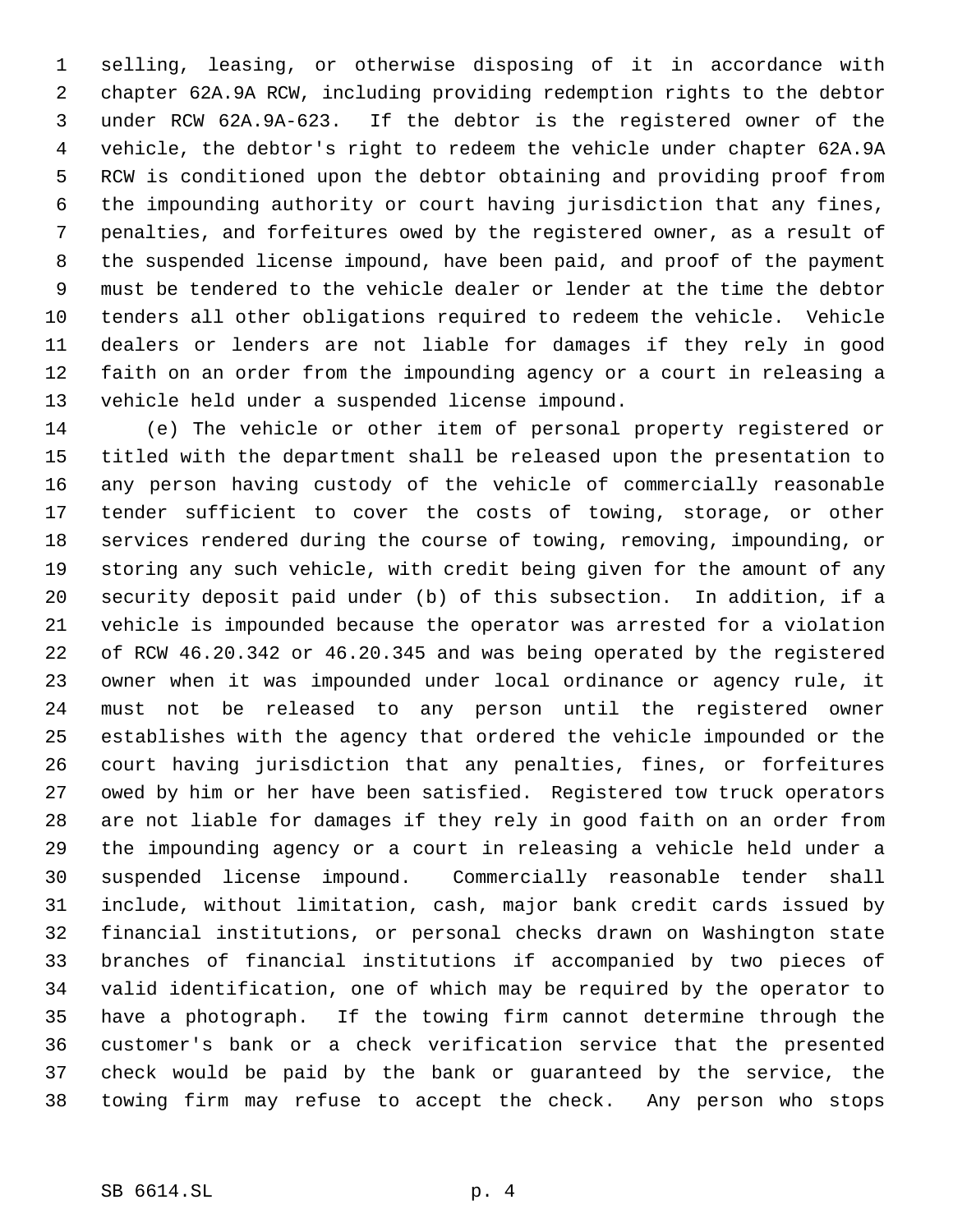selling, leasing, or otherwise disposing of it in accordance with chapter 62A.9A RCW, including providing redemption rights to the debtor under RCW 62A.9A-623. If the debtor is the registered owner of the vehicle, the debtor's right to redeem the vehicle under chapter 62A.9A RCW is conditioned upon the debtor obtaining and providing proof from the impounding authority or court having jurisdiction that any fines, penalties, and forfeitures owed by the registered owner, as a result of the suspended license impound, have been paid, and proof of the payment must be tendered to the vehicle dealer or lender at the time the debtor tenders all other obligations required to redeem the vehicle. Vehicle dealers or lenders are not liable for damages if they rely in good faith on an order from the impounding agency or a court in releasing a vehicle held under a suspended license impound.

(e) The vehicle or other item of personal property registered or titled with the department shall be released upon the presentation to any person having custody of the vehicle of commercially reasonable tender sufficient to cover the costs of towing, storage, or other services rendered during the course of towing, removing, impounding, or storing any such vehicle, with credit being given for the amount of any security deposit paid under (b) of this subsection. In addition, if a vehicle is impounded because the operator was arrested for a violation of RCW 46.20.342 or 46.20.345 and was being operated by the registered owner when it was impounded under local ordinance or agency rule, it must not be released to any person until the registered owner establishes with the agency that ordered the vehicle impounded or the court having jurisdiction that any penalties, fines, or forfeitures owed by him or her have been satisfied. Registered tow truck operators are not liable for damages if they rely in good faith on an order from the impounding agency or a court in releasing a vehicle held under a suspended license impound. Commercially reasonable tender shall include, without limitation, cash, major bank credit cards issued by financial institutions, or personal checks drawn on Washington state branches of financial institutions if accompanied by two pieces of valid identification, one of which may be required by the operator to have a photograph. If the towing firm cannot determine through the customer's bank or a check verification service that the presented check would be paid by the bank or guaranteed by the service, the towing firm may refuse to accept the check. Any person who stops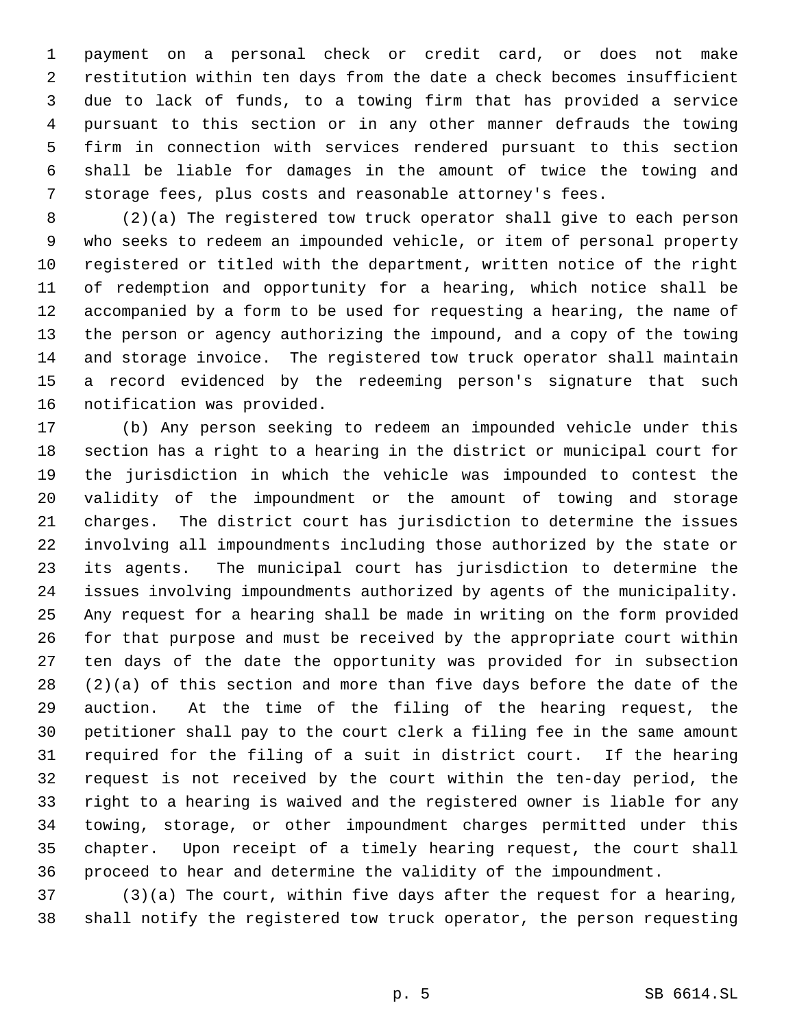payment on a personal check or credit card, or does not make restitution within ten days from the date a check becomes insufficient due to lack of funds, to a towing firm that has provided a service pursuant to this section or in any other manner defrauds the towing firm in connection with services rendered pursuant to this section shall be liable for damages in the amount of twice the towing and storage fees, plus costs and reasonable attorney's fees.

(2)(a) The registered tow truck operator shall give to each person who seeks to redeem an impounded vehicle, or item of personal property registered or titled with the department, written notice of the right of redemption and opportunity for a hearing, which notice shall be accompanied by a form to be used for requesting a hearing, the name of the person or agency authorizing the impound, and a copy of the towing and storage invoice. The registered tow truck operator shall maintain a record evidenced by the redeeming person's signature that such notification was provided.

(b) Any person seeking to redeem an impounded vehicle under this section has a right to a hearing in the district or municipal court for the jurisdiction in which the vehicle was impounded to contest the validity of the impoundment or the amount of towing and storage charges. The district court has jurisdiction to determine the issues involving all impoundments including those authorized by the state or its agents. The municipal court has jurisdiction to determine the issues involving impoundments authorized by agents of the municipality. Any request for a hearing shall be made in writing on the form provided for that purpose and must be received by the appropriate court within ten days of the date the opportunity was provided for in subsection (2)(a) of this section and more than five days before the date of the auction. At the time of the filing of the hearing request, the petitioner shall pay to the court clerk a filing fee in the same amount required for the filing of a suit in district court. If the hearing request is not received by the court within the ten-day period, the right to a hearing is waived and the registered owner is liable for any towing, storage, or other impoundment charges permitted under this chapter. Upon receipt of a timely hearing request, the court shall proceed to hear and determine the validity of the impoundment.

(3)(a) The court, within five days after the request for a hearing, shall notify the registered tow truck operator, the person requesting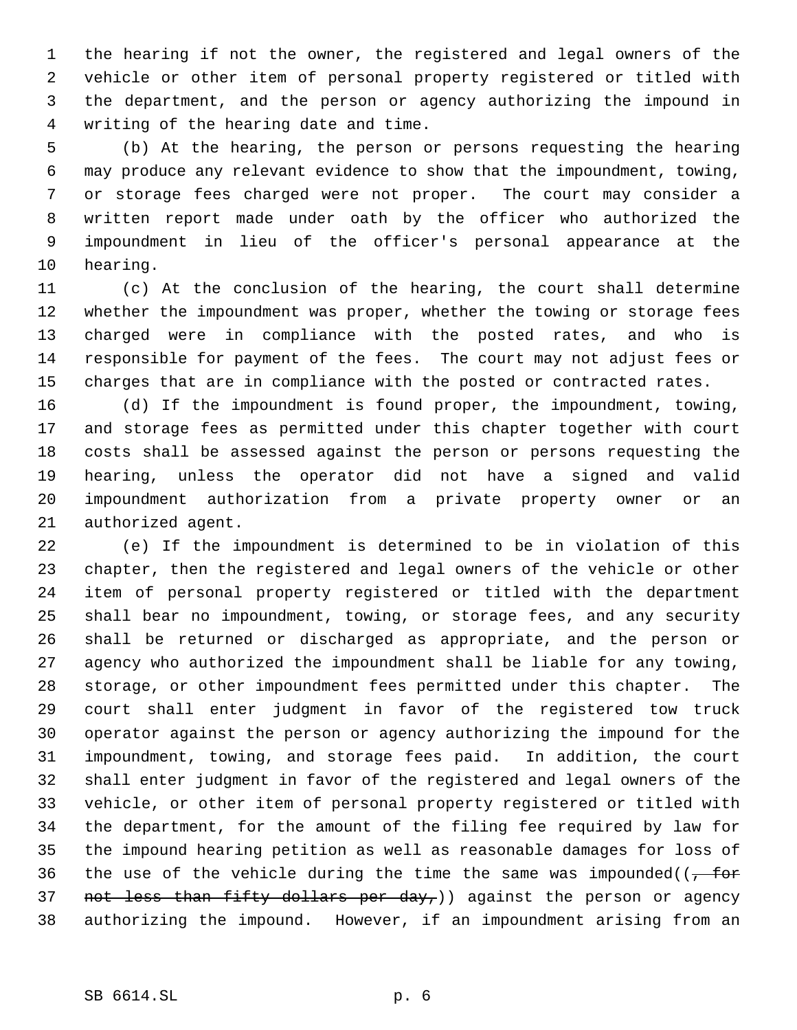the hearing if not the owner, the registered and legal owners of the vehicle or other item of personal property registered or titled with the department, and the person or agency authorizing the impound in writing of the hearing date and time.

(b) At the hearing, the person or persons requesting the hearing may produce any relevant evidence to show that the impoundment, towing, or storage fees charged were not proper. The court may consider a written report made under oath by the officer who authorized the impoundment in lieu of the officer's personal appearance at the hearing.

(c) At the conclusion of the hearing, the court shall determine whether the impoundment was proper, whether the towing or storage fees charged were in compliance with the posted rates, and who is responsible for payment of the fees. The court may not adjust fees or charges that are in compliance with the posted or contracted rates.

(d) If the impoundment is found proper, the impoundment, towing, and storage fees as permitted under this chapter together with court costs shall be assessed against the person or persons requesting the hearing, unless the operator did not have a signed and valid impoundment authorization from a private property owner or an authorized agent.

(e) If the impoundment is determined to be in violation of this chapter, then the registered and legal owners of the vehicle or other item of personal property registered or titled with the department shall bear no impoundment, towing, or storage fees, and any security shall be returned or discharged as appropriate, and the person or agency who authorized the impoundment shall be liable for any towing, storage, or other impoundment fees permitted under this chapter. The court shall enter judgment in favor of the registered tow truck operator against the person or agency authorizing the impound for the impoundment, towing, and storage fees paid. In addition, the court shall enter judgment in favor of the registered and legal owners of the vehicle, or other item of personal property registered or titled with the department, for the amount of the filing fee required by law for the impound hearing petition as well as reasonable damages for loss of the use of the vehicle during the time the same was impounded((~~, for not less than fifty dollars per day,~~)) against the person or agency authorizing the impound. However, if an impoundment arising from an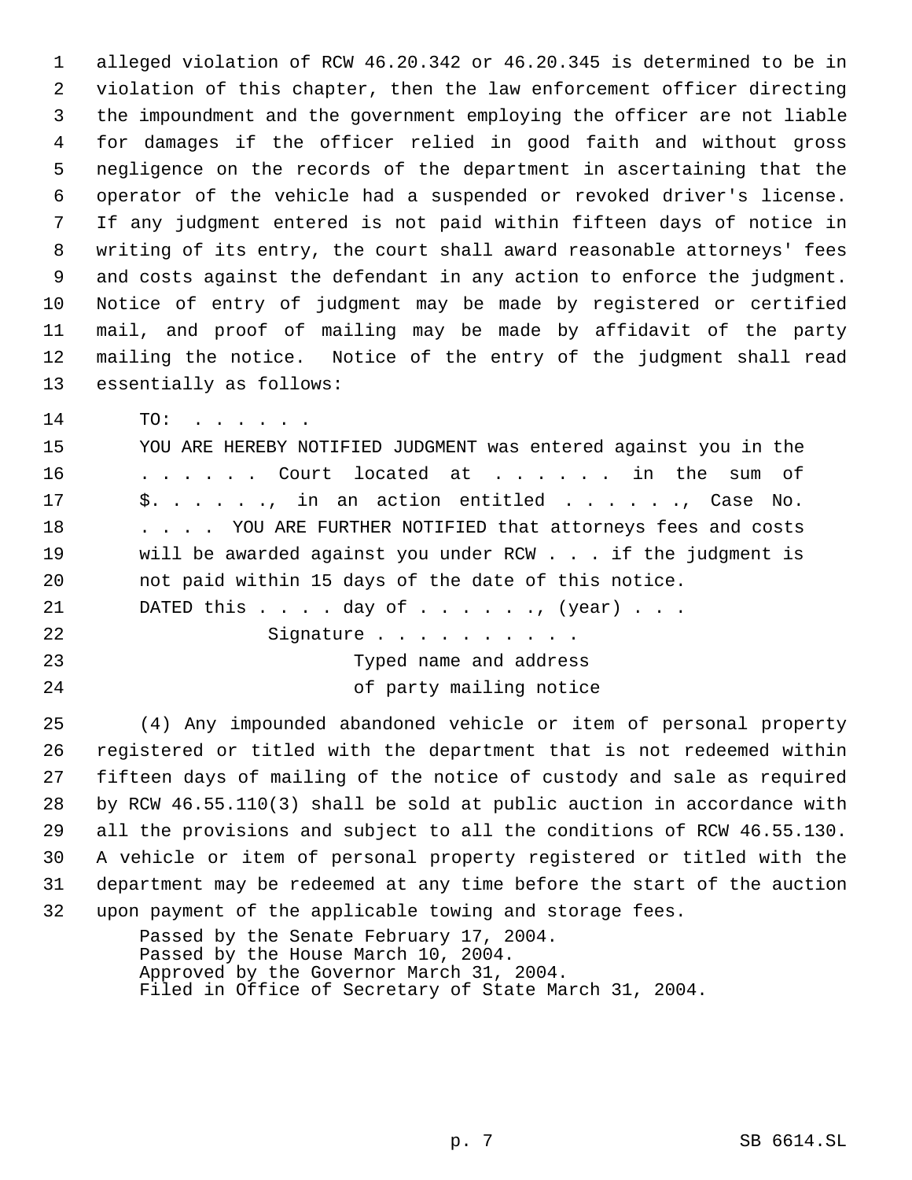alleged violation of RCW 46.20.342 or 46.20.345 is determined to be in violation of this chapter, then the law enforcement officer directing the impoundment and the government employing the officer are not liable for damages if the officer relied in good faith and without gross negligence on the records of the department in ascertaining that the operator of the vehicle had a suspended or revoked driver's license. If any judgment entered is not paid within fifteen days of notice in writing of its entry, the court shall award reasonable attorneys' fees and costs against the defendant in any action to enforce the judgment. Notice of entry of judgment may be made by registered or certified mail, and proof of mailing may be made by affidavit of the party mailing the notice. Notice of the entry of the judgment shall read essentially as follows:

TO: . . . . . .

YOU ARE HEREBY NOTIFIED JUDGMENT was entered against you in the . . . . . . Court located at . . . . . . in the sum of $. . . . . ., in an action entitled . . . . . ., Case No. . . . . YOU ARE FURTHER NOTIFIED that attorneys fees and costs will be awarded against you under RCW . . . if the judgment is not paid within 15 days of the date of this notice.

DATED this . . . . day of . . . . . ., (year) . . .

Signature . . . . . . . . . .

Typed name and address
of party mailing notice

(4) Any impounded abandoned vehicle or item of personal property registered or titled with the department that is not redeemed within fifteen days of mailing of the notice of custody and sale as required by RCW 46.55.110(3) shall be sold at public auction in accordance with all the provisions and subject to all the conditions of RCW 46.55.130. A vehicle or item of personal property registered or titled with the department may be redeemed at any time before the start of the auction upon payment of the applicable towing and storage fees.

Passed by the Senate February 17, 2004.
Passed by the House March 10, 2004.
Approved by the Governor March 31, 2004.
Filed in Office of Secretary of State March 31, 2004.